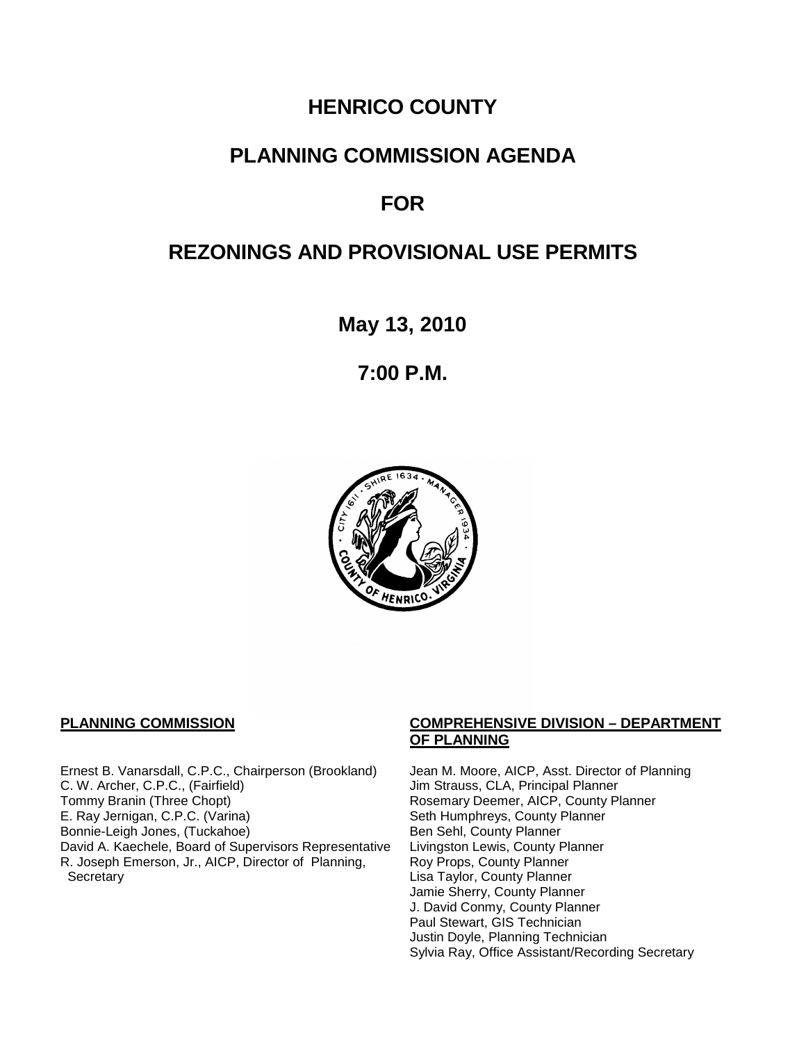# HENRICO COUNTY

# PLANNING COMMISSION AGENDA

# FOR

# REZONINGS AND PROVISIONAL USE PERMITS

**May 13, 2010**

**7:00 P.M.**

**PLANNING COMMISSION**

Ernest B. Vanarsdall, C.P.C., Chairperson (Brookland)
C. W. Archer, C.P.C., (Fairfield)
Tommy Branin (Three Chopt)
E. Ray Jernigan, C.P.C. (Varina)
Bonnie-Leigh Jones, (Tuckahoe)
David A. Kaechele, Board of Supervisors Representative
R. Joseph Emerson, Jr., AICP, Director of Planning, Secretary

**COMPREHENSIVE DIVISION – DEPARTMENT OF PLANNING**

Jean M. Moore, AICP, Asst. Director of Planning
Jim Strauss, CLA, Principal Planner
Rosemary Deemer, AICP, County Planner
Seth Humphreys, County Planner
Ben Sehl, County Planner
Livingston Lewis, County Planner
Roy Props, County Planner
Lisa Taylor, County Planner
Jamie Sherry, County Planner
J. David Conmy, County Planner
Paul Stewart, GIS Technician
Justin Doyle, Planning Technician
Sylvia Ray, Office Assistant/Recording Secretary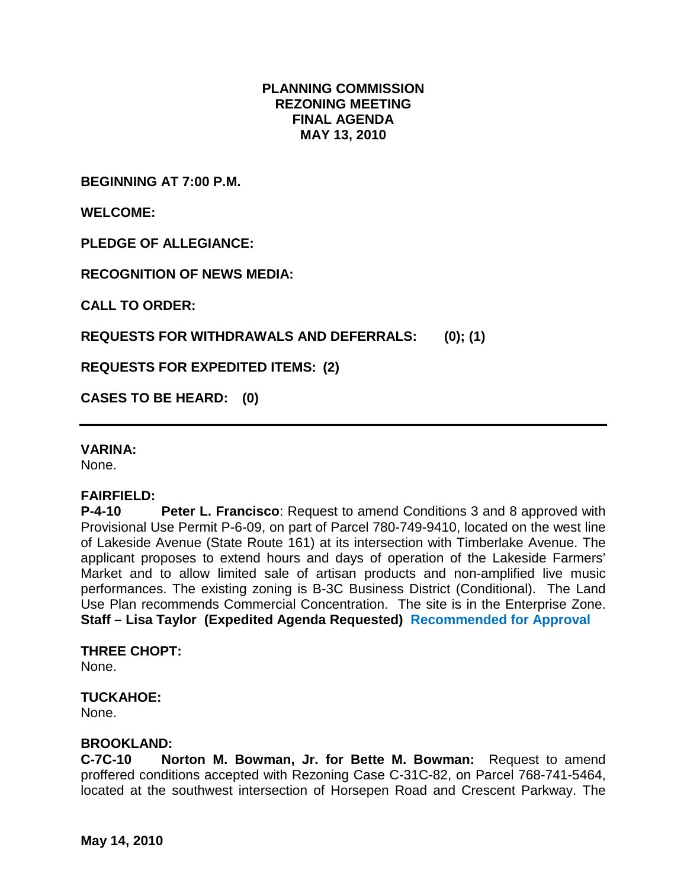**PLANNING COMMISSION**
**REZONING MEETING**
**FINAL AGENDA**
**MAY 13, 2010**

**BEGINNING AT 7:00 P.M.**

**WELCOME:**

**PLEDGE OF ALLEGIANCE:**

**RECOGNITION OF NEWS MEDIA:**

**CALL TO ORDER:**

**REQUESTS FOR WITHDRAWALS AND DEFERRALS: (0); (1)**

**REQUESTS FOR EXPEDITED ITEMS: (2)**

**CASES TO BE HEARD: (0)**

---

**VARINA:**
None.

**FAIRFIELD:**
**P-4-10 Peter L. Francisco**: Request to amend Conditions 3 and 8 approved with Provisional Use Permit P-6-09, on part of Parcel 780-749-9410, located on the west line of Lakeside Avenue (State Route 161) at its intersection with Timberlake Avenue. The applicant proposes to extend hours and days of operation of the Lakeside Farmers' Market and to allow limited sale of artisan products and non-amplified live music performances. The existing zoning is B-3C Business District (Conditional). The Land Use Plan recommends Commercial Concentration. The site is in the Enterprise Zone. **Staff – Lisa Taylor (Expedited Agenda Requested) Recommended for Approval**

**THREE CHOPT:**
None.

**TUCKAHOE:**
None.

**BROOKLAND:**
**C-7C-10 Norton M. Bowman, Jr. for Bette M. Bowman:** Request to amend proffered conditions accepted with Rezoning Case C-31C-82, on Parcel 768-741-5464, located at the southwest intersection of Horsepen Road and Crescent Parkway. The

**May 14, 2010**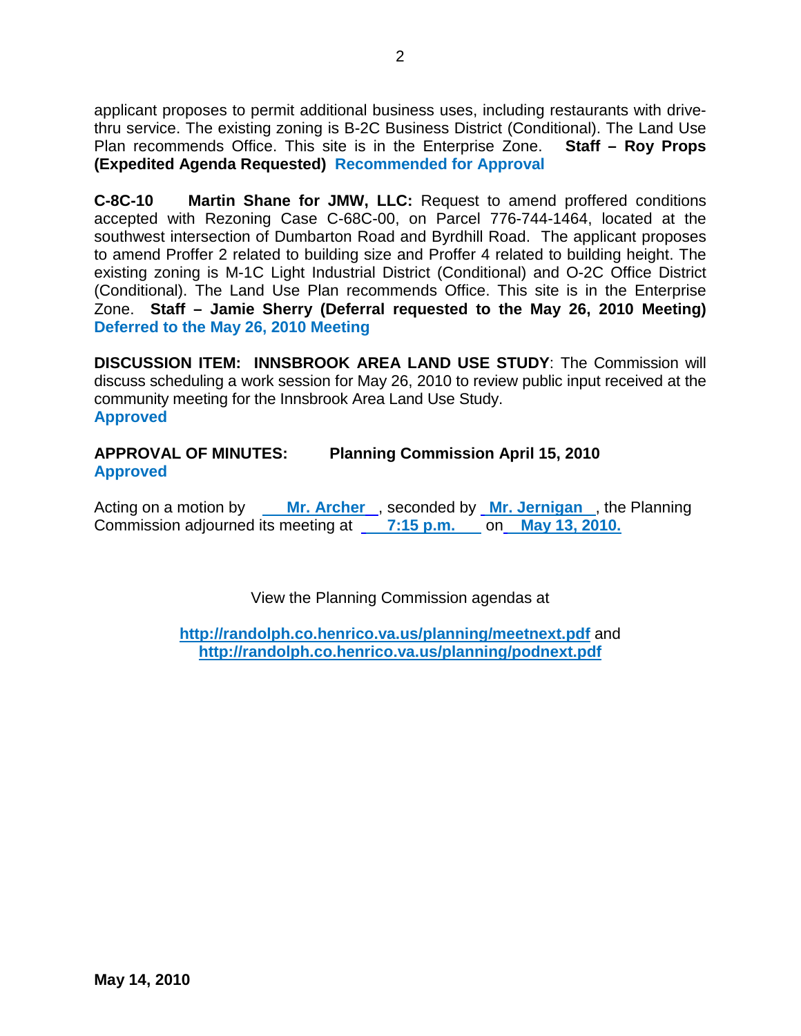applicant proposes to permit additional business uses, including restaurants with drive-thru service. The existing zoning is B-2C Business District (Conditional). The Land Use Plan recommends Office. This site is in the Enterprise Zone. **Staff – Roy Props (Expedited Agenda Requested)** **Recommended for Approval**

**C-8C-10 Martin Shane for JMW, LLC:** Request to amend proffered conditions accepted with Rezoning Case C-68C-00, on Parcel 776-744-1464, located at the southwest intersection of Dumbarton Road and Byrdhill Road. The applicant proposes to amend Proffer 2 related to building size and Proffer 4 related to building height. The existing zoning is M-1C Light Industrial District (Conditional) and O-2C Office District (Conditional). The Land Use Plan recommends Office. This site is in the Enterprise Zone. **Staff – Jamie Sherry (Deferral requested to the May 26, 2010 Meeting)** **Deferred to the May 26, 2010 Meeting**

**DISCUSSION ITEM: INNSBROOK AREA LAND USE STUDY**: The Commission will discuss scheduling a work session for May 26, 2010 to review public input received at the community meeting for the Innsbrook Area Land Use Study.
**Approved**

**APPROVAL OF MINUTES: Planning Commission April 15, 2010**
**Approved**

Acting on a motion by **Mr. Archer**, seconded by **Mr. Jernigan**, the Planning Commission adjourned its meeting at **7:15 p.m.** on **May 13, 2010.**

View the Planning Commission agendas at

**http://randolph.co.henrico.va.us/planning/meetnext.pdf** and **http://randolph.co.henrico.va.us/planning/podnext.pdf**

**May 14, 2010**